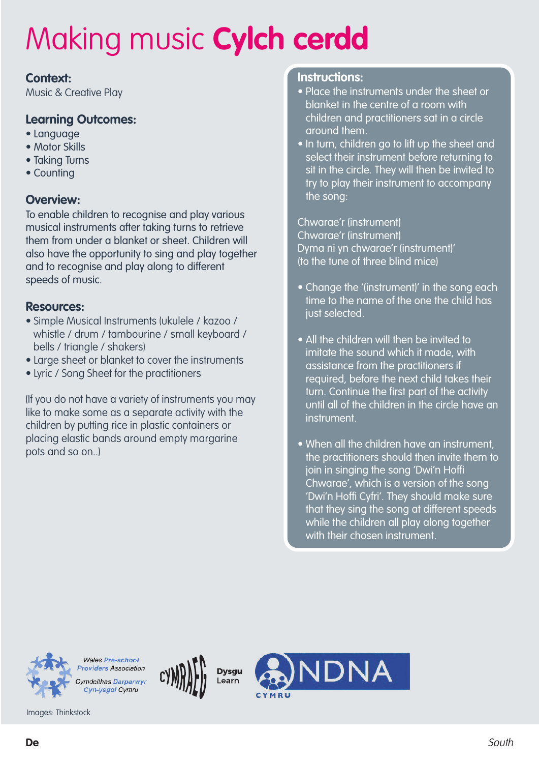# Making music **Cylch cerdd**

## Context:

Music & Creative Play

## Learning Outcomes:

- Language
- Motor Skills
- Taking Turns
- Counting

## Overview:

To enable children to recognise and play various musical instruments after taking turns to retrieve them from under a blanket or sheet. Children will also have the opportunity to sing and play together and to recognise and play along to different speeds of music.

## Resources:

- Simple Musical Instruments (ukulele / kazoo / whistle / drum / tambourine / small keyboard / bells / triangle / shakers)
- Large sheet or blanket to cover the instruments
- Lyric / Song Sheet for the practitioners

(If you do not have a variety of instruments you may like to make some as a separate activity with the children by putting rice in plastic containers or placing elastic bands around empty margarine pots and so on..)

## Instructions:

- Place the instruments under the sheet or blanket in the centre of a room with children and practitioners sat in a circle around them.
- In turn, children go to lift up the sheet and select their instrument before returning to sit in the circle. They will then be invited to try to play their instrument to accompany the song:

Chwarae'r (instrument)
Chwarae'r (instrument)
Dyma ni yn chwarae'r (instrument)'
(to the tune of three blind mice)

- Change the '(instrument)' in the song each time to the name of the one the child has just selected.

- All the children will then be invited to imitate the sound which it made, with assistance from the practitioners if required, before the next child takes their turn. Continue the first part of the activity until all of the children in the circle have an instrument.

- When all the children have an instrument, the practitioners should then invite them to join in singing the song 'Dwi'n Hoffi Chwarae', which is a version of the song 'Dwi'n Hoffi Cyfri'. They should make sure that they sing the song at different speeds while the children all play along together with their chosen instrument.

Wales Pre-school Providers Association
Cymdeithas Darparwyr Cyn-ysgol Cymru

CYMRAEG

Dysgu
Learn

NDNA CYMRU

Images: Thinkstock

**De** *South*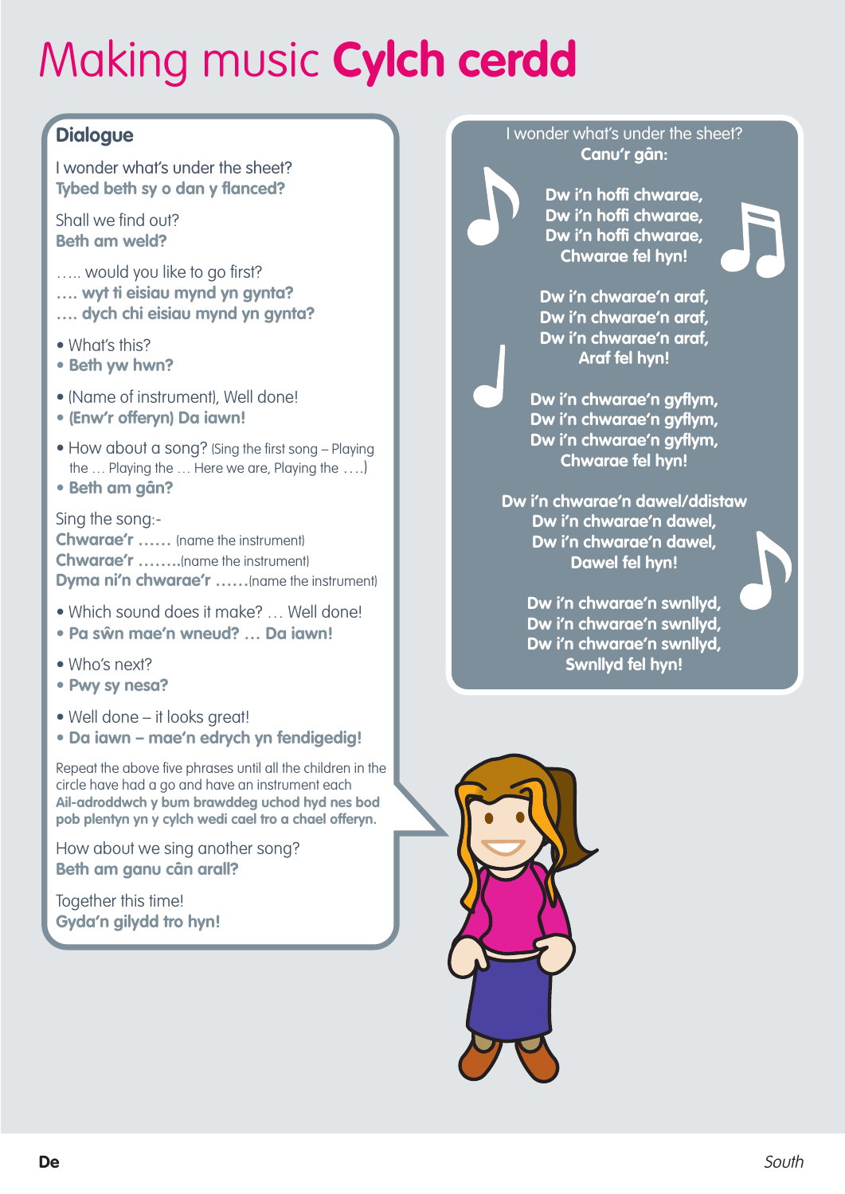# Making music **Cylch cerdd**

## Dialogue

I wonder what's under the sheet?
**Tybed beth sy o dan y flanced?**

Shall we find out?
**Beth am weld?**

….. would you like to go first?
**…. wyt ti eisiau mynd yn gynta?**
**…. dych chi eisiau mynd yn gynta?**

- What's this?
- **Beth yw hwn?**

- (Name of instrument), Well done!
- **(Enw'r offeryn) Da iawn!**

- How about a song? (Sing the first song – Playing the … Playing the … Here we are, Playing the ….)
- **Beth am gân?**

Sing the song:-
**Chwarae'r ……** (name the instrument)
**Chwarae'r ……..**(name the instrument)
**Dyma ni'n chwarae'r ……**(name the instrument)

- Which sound does it make? … Well done!
- **Pa sŵn mae'n wneud? … Da iawn!**

- Who's next?
- **Pwy sy nesa?**

- Well done – it looks great!
- **Da iawn – mae'n edrych yn fendigedig!**

Repeat the above five phrases until all the children in the circle have had a go and have an instrument each
**Ail-adroddwch y bum brawddeg uchod hyd nes bod pob plentyn yn y cylch wedi cael tro a chael offeryn.**

How about we sing another song?
**Beth am ganu cân arall?**

Together this time!
**Gyda'n gilydd tro hyn!**

I wonder what's under the sheet?
**Canu'r gân:**

**Dw i'n hoffi chwarae,**
**Dw i'n hoffi chwarae,**
**Dw i'n hoffi chwarae,**
**Chwarae fel hyn!**

**Dw i'n chwarae'n araf,**
**Dw i'n chwarae'n araf,**
**Dw i'n chwarae'n araf,**
**Araf fel hyn!**

**Dw i'n chwarae'n gyflym,**
**Dw i'n chwarae'n gyflym,**
**Dw i'n chwarae'n gyflym,**
**Chwarae fel hyn!**

**Dw i'n chwarae'n dawel/ddistaw**
**Dw i'n chwarae'n dawel,**
**Dw i'n chwarae'n dawel,**
**Dawel fel hyn!**

**Dw i'n chwarae'n swnllyd,**
**Dw i'n chwarae'n swnllyd,**
**Dw i'n chwarae'n swnllyd,**
**Swnllyd fel hyn!**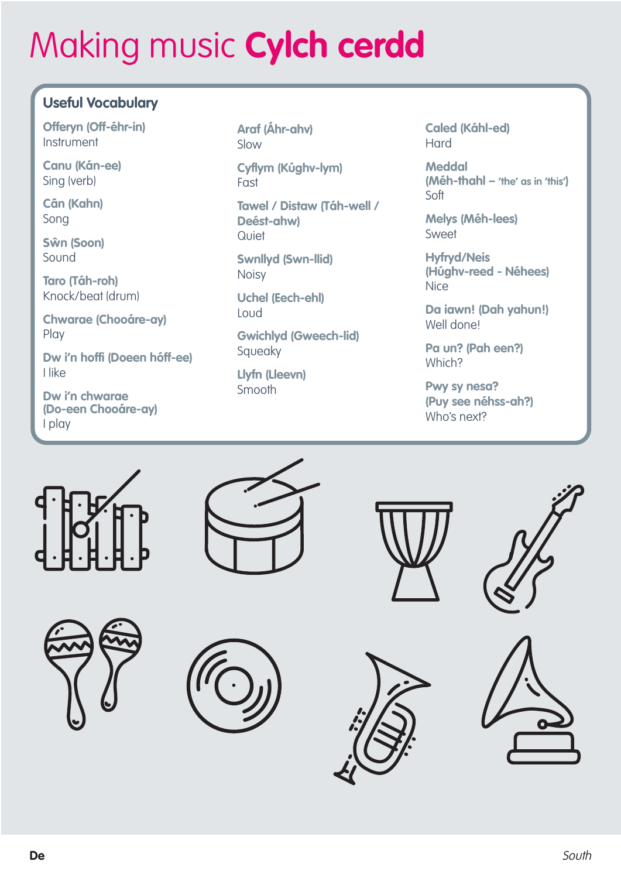# Making music **Cylch cerdd**

## Useful Vocabulary

**Offeryn (Off-éhr-in)**
Instrument

**Canu (Kán-ee)**
Sing (verb)

**Cân (Kahn)**
Song

**Sŵn (Soon)**
Sound

**Taro (Táh-roh)**
Knock/beat (drum)

**Chwarae (Chooáre-ay)**
Play

**Dw i'n hoffi (Doeen hóff-ee)**
I like

**Dw i'n chwarae (Do-een Chooáre-ay)**
I play

**Araf (Áhr-ahv)**
Slow

**Cyflym (Kúghv-lym)**
Fast

**Tawel / Distaw (Táh-well / Deést-ahw)**
Quiet

**Swnllyd (Swn-llid)**
Noisy

**Uchel (Eech-ehl)**
Loud

**Gwichlyd (Gweech-lid)**
Squeaky

**Llyfn (Lleevn)**
Smooth

**Caled (Káhl-ed)**
Hard

**Meddal (Méh-thahl – 'the' as in 'this')**
Soft

**Melys (Méh-lees)**
Sweet

**Hyfryd/Neis (Húghv-reed - Néhees)**
Nice

**Da iawn! (Dah yahun!)**
Well done!

**Pa un? (Pah een?)**
Which?

**Pwy sy nesa? (Puy see néhss-ah?)**
Who's next?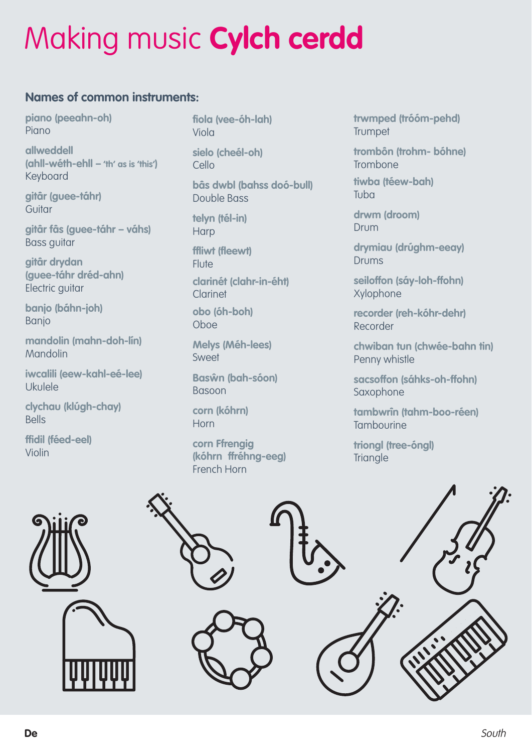# Making music **Cylch cerdd**

## Names of common instruments:

**piano (peeahn-oh)**
Piano

**allweddell (ahll-wéth-ehll – 'th' as is 'this')**
Keyboard

**gitâr (guee-táhr)**
Guitar

**gitâr fâs (guee-táhr – váhs)**
Bass guitar

**gitâr drydan (guee-táhr dréd-ahn)**
Electric guitar

**banjo (báhn-joh)**
Banjo

**mandolin (mahn-doh-lín)**
Mandolin

**iwcalili (eew-kahl-eé-lee)**
Ukulele

**clychau (klúgh-chay)**
Bells

**ffidil (féed-eel)**
Violin

**fiola (vee-óh-lah)**
Viola

**sielo (cheél-oh)**
Cello

**bâs dwbl (bahss doó-bull)**
Double Bass

**telyn (tél-in)**
Harp

**ffliwt (fleewt)**
Flute

**clarinét (clahr-in-éht)**
Clarinet

**obo (óh-boh)**
Oboe

**Melys (Méh-lees)**
Sweet

**Baswn (bah-sóon)**
Basoon

**corn (kóhrn)**
Horn

**corn Ffrengig (kóhrn ffréhng-eeg)**
French Horn

**trwmped (tróóm-pehd)**
Trumpet

**trombôn (trohm- bóhne)**
Trombone

**tiwba (téew-bah)**
Tuba

**drwm (droom)**
Drum

**drymiau (drúghm-eeay)**
Drums

**seiloffon (sáy-loh-ffohn)**
Xylophone

**recorder (reh-kóhr-dehr)**
Recorder

**chwiban tun (chwée-bahn tin)**
Penny whistle

**sacsoffon (sáhks-oh-ffohn)**
Saxophone

**tambwrîn (tahm-boo-réen)**
Tambourine

**triongl (tree-óngl)**
Triangle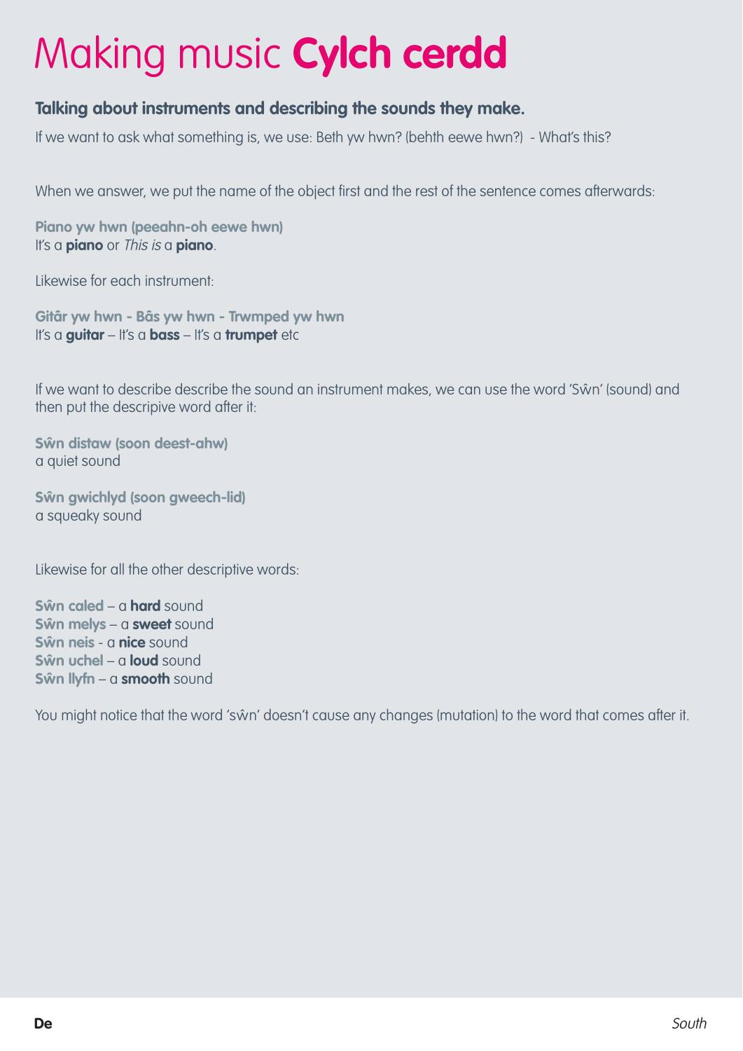# Making music **Cylch cerdd**

### Talking about instruments and describing the sounds they make.

If we want to ask what something is, we use: Beth yw hwn? (behth eewe hwn?) - What's this?

When we answer, we put the name of the object first and the rest of the sentence comes afterwards:

**Piano yw hwn (peeahn-oh eewe hwn)**
It's a **piano** or *This is* a **piano**.

Likewise for each instrument:

**Gitâr yw hwn - Bâs yw hwn - Trwmped yw hwn**
It's a **guitar** – It's a **bass** – It's a **trumpet** etc

If we want to describe describe the sound an instrument makes, we can use the word 'Sŵn' (sound) and then put the descripive word after it:

**Sŵn distaw (soon deest-ahw)**
a quiet sound

**Sŵn gwichlyd (soon gweech-lid)**
a squeaky sound

Likewise for all the other descriptive words:

**Sŵn caled** – a **hard** sound
**Sŵn melys** – a **sweet** sound
**Sŵn neis** - a **nice** sound
**Sŵn uchel** – a **loud** sound
**Sŵn llyfn** – a **smooth** sound

You might notice that the word 'sŵn' doesn't cause any changes (mutation) to the word that comes after it.